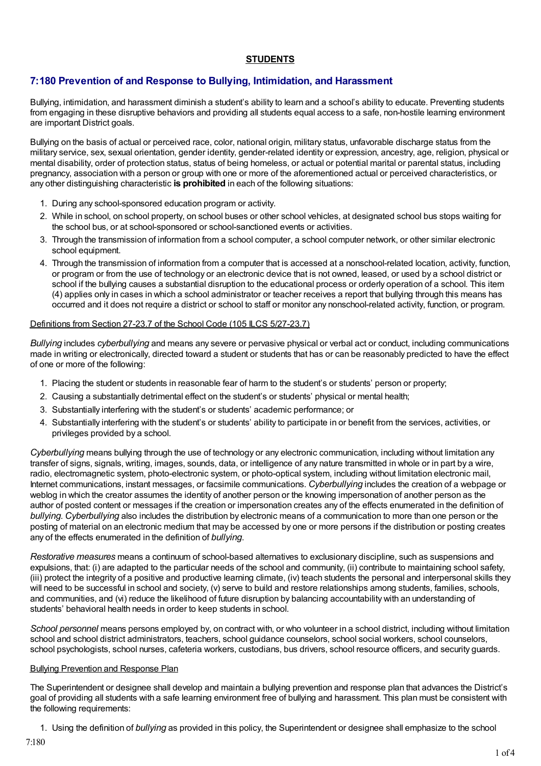**STUDENTS**

## 7:180 Prevention of and Response to Bullying, Intimidation, and Harassment

Bullying, intimidation, and harassment diminish a student's ability to learn and a school's ability to educate. Preventing students from engaging in these disruptive behaviors and providing all students equal access to a safe, non-hostile learning environment are important District goals.

Bullying on the basis of actual or perceived race, color, national origin, military status, unfavorable discharge status from the military service, sex, sexual orientation, gender identity, gender-related identity or expression, ancestry, age, religion, physical or mental disability, order of protection status, status of being homeless, or actual or potential marital or parental status, including pregnancy, association with a person or group with one or more of the aforementioned actual or perceived characteristics, or any other distinguishing characteristic **is prohibited** in each of the following situations:

1. During any school-sponsored education program or activity.
2. While in school, on school property, on school buses or other school vehicles, at designated school bus stops waiting for the school bus, or at school-sponsored or school-sanctioned events or activities.
3. Through the transmission of information from a school computer, a school computer network, or other similar electronic school equipment.
4. Through the transmission of information from a computer that is accessed at a nonschool-related location, activity, function, or program or from the use of technology or an electronic device that is not owned, leased, or used by a school district or school if the bullying causes a substantial disruption to the educational process or orderly operation of a school. This item (4) applies only in cases in which a school administrator or teacher receives a report that bullying through this means has occurred and it does not require a district or school to staff or monitor any nonschool-related activity, function, or program.

<u>Definitions from Section 27-23.7 of the School Code (105 ILCS 5/27-23.7)</u>

*Bullying* includes *cyberbullying* and means any severe or pervasive physical or verbal act or conduct, including communications made in writing or electronically, directed toward a student or students that has or can be reasonably predicted to have the effect of one or more of the following:

1. Placing the student or students in reasonable fear of harm to the student's or students' person or property;
2. Causing a substantially detrimental effect on the student's or students' physical or mental health;
3. Substantially interfering with the student's or students' academic performance; or
4. Substantially interfering with the student's or students' ability to participate in or benefit from the services, activities, or privileges provided by a school.

*Cyberbullying* means bullying through the use of technology or any electronic communication, including without limitation any transfer of signs, signals, writing, images, sounds, data, or intelligence of any nature transmitted in whole or in part by a wire, radio, electromagnetic system, photo-electronic system, or photo-optical system, including without limitation electronic mail, Internet communications, instant messages, or facsimile communications. *Cyberbullying* includes the creation of a webpage or weblog in which the creator assumes the identity of another person or the knowing impersonation of another person as the author of posted content or messages if the creation or impersonation creates any of the effects enumerated in the definition of *bullying*. *Cyberbullying* also includes the distribution by electronic means of a communication to more than one person or the posting of material on an electronic medium that may be accessed by one or more persons if the distribution or posting creates any of the effects enumerated in the definition of *bullying*.

*Restorative measures* means a continuum of school-based alternatives to exclusionary discipline, such as suspensions and expulsions, that: (i) are adapted to the particular needs of the school and community, (ii) contribute to maintaining school safety, (iii) protect the integrity of a positive and productive learning climate, (iv) teach students the personal and interpersonal skills they will need to be successful in school and society, (v) serve to build and restore relationships among students, families, schools, and communities, and (vi) reduce the likelihood of future disruption by balancing accountability with an understanding of students' behavioral health needs in order to keep students in school.

*School personnel* means persons employed by, on contract with, or who volunteer in a school district, including without limitation school and school district administrators, teachers, school guidance counselors, school social workers, school counselors, school psychologists, school nurses, cafeteria workers, custodians, bus drivers, school resource officers, and security guards.

<u>Bullying Prevention and Response Plan</u>

The Superintendent or designee shall develop and maintain a bullying prevention and response plan that advances the District's goal of providing all students with a safe learning environment free of bullying and harassment. This plan must be consistent with the following requirements:

1. Using the definition of *bullying* as provided in this policy, the Superintendent or designee shall emphasize to the school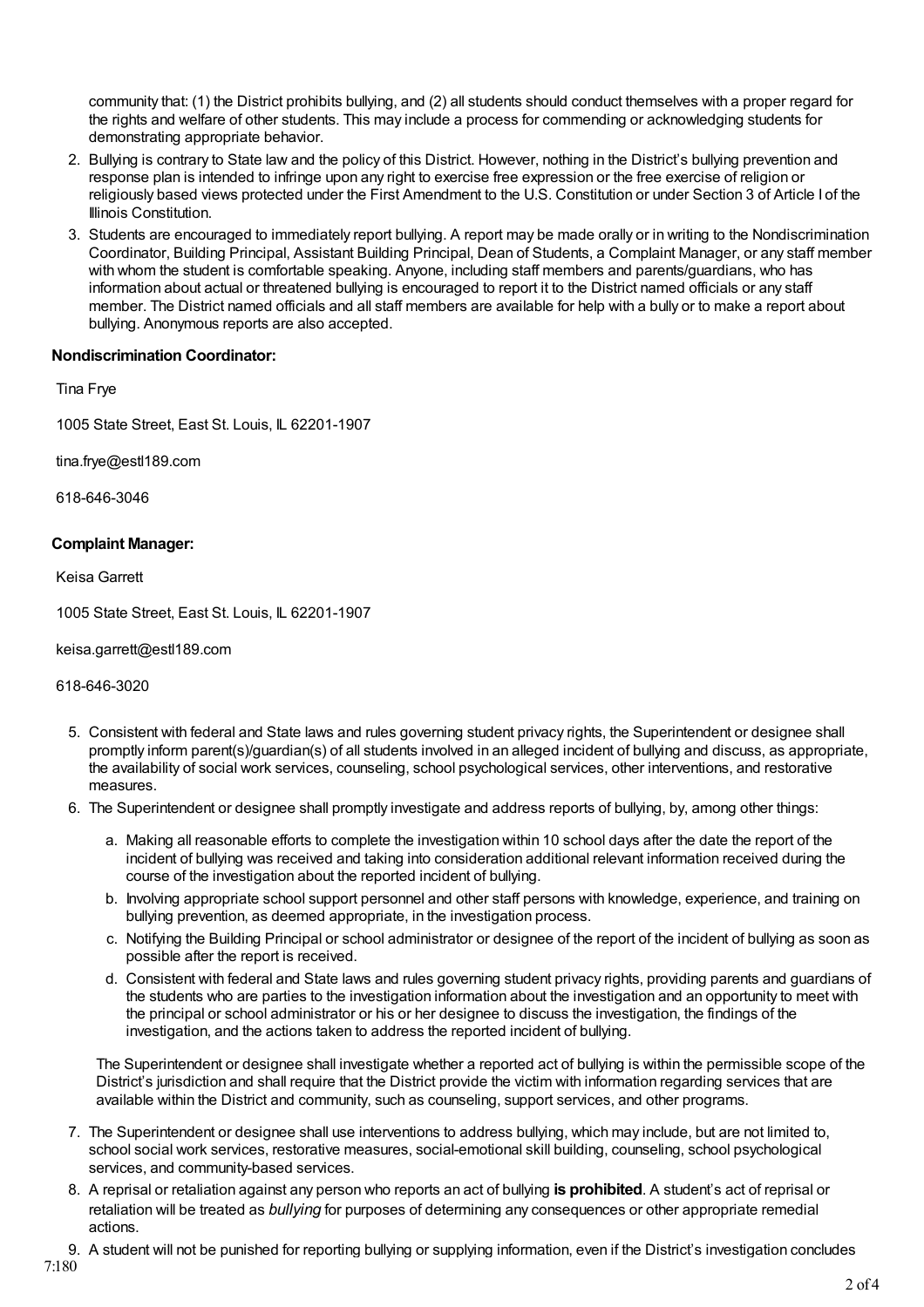community that: (1) the District prohibits bullying, and (2) all students should conduct themselves with a proper regard for the rights and welfare of other students. This may include a process for commending or acknowledging students for demonstrating appropriate behavior.

2. Bullying is contrary to State law and the policy of this District. However, nothing in the District's bullying prevention and response plan is intended to infringe upon any right to exercise free expression or the free exercise of religion or religiously based views protected under the First Amendment to the U.S. Constitution or under Section 3 of Article I of the Illinois Constitution.
3. Students are encouraged to immediately report bullying. A report may be made orally or in writing to the Nondiscrimination Coordinator, Building Principal, Assistant Building Principal, Dean of Students, a Complaint Manager, or any staff member with whom the student is comfortable speaking. Anyone, including staff members and parents/guardians, who has information about actual or threatened bullying is encouraged to report it to the District named officials or any staff member. The District named officials and all staff members are available for help with a bully or to make a report about bullying. Anonymous reports are also accepted.

**Nondiscrimination Coordinator:**

Tina Frye

1005 State Street, East St. Louis, IL 62201-1907

tina.frye@estl189.com

618-646-3046

**Complaint Manager:**

Keisa Garrett

1005 State Street, East St. Louis, IL 62201-1907

keisa.garrett@estl189.com

618-646-3020

5. Consistent with federal and State laws and rules governing student privacy rights, the Superintendent or designee shall promptly inform parent(s)/guardian(s) of all students involved in an alleged incident of bullying and discuss, as appropriate, the availability of social work services, counseling, school psychological services, other interventions, and restorative measures.
6. The Superintendent or designee shall promptly investigate and address reports of bullying, by, among other things:
   a. Making all reasonable efforts to complete the investigation within 10 school days after the date the report of the incident of bullying was received and taking into consideration additional relevant information received during the course of the investigation about the reported incident of bullying.
   b. Involving appropriate school support personnel and other staff persons with knowledge, experience, and training on bullying prevention, as deemed appropriate, in the investigation process.
   c. Notifying the Building Principal or school administrator or designee of the report of the incident of bullying as soon as possible after the report is received.
   d. Consistent with federal and State laws and rules governing student privacy rights, providing parents and guardians of the students who are parties to the investigation information about the investigation and an opportunity to meet with the principal or school administrator or his or her designee to discuss the investigation, the findings of the investigation, and the actions taken to address the reported incident of bullying.

   The Superintendent or designee shall investigate whether a reported act of bullying is within the permissible scope of the District's jurisdiction and shall require that the District provide the victim with information regarding services that are available within the District and community, such as counseling, support services, and other programs.
7. The Superintendent or designee shall use interventions to address bullying, which may include, but are not limited to, school social work services, restorative measures, social-emotional skill building, counseling, school psychological services, and community-based services.
8. A reprisal or retaliation against any person who reports an act of bullying **is prohibited**. A student's act of reprisal or retaliation will be treated as *bullying* for purposes of determining any consequences or other appropriate remedial actions.
9. A student will not be punished for reporting bullying or supplying information, even if the District's investigation concludes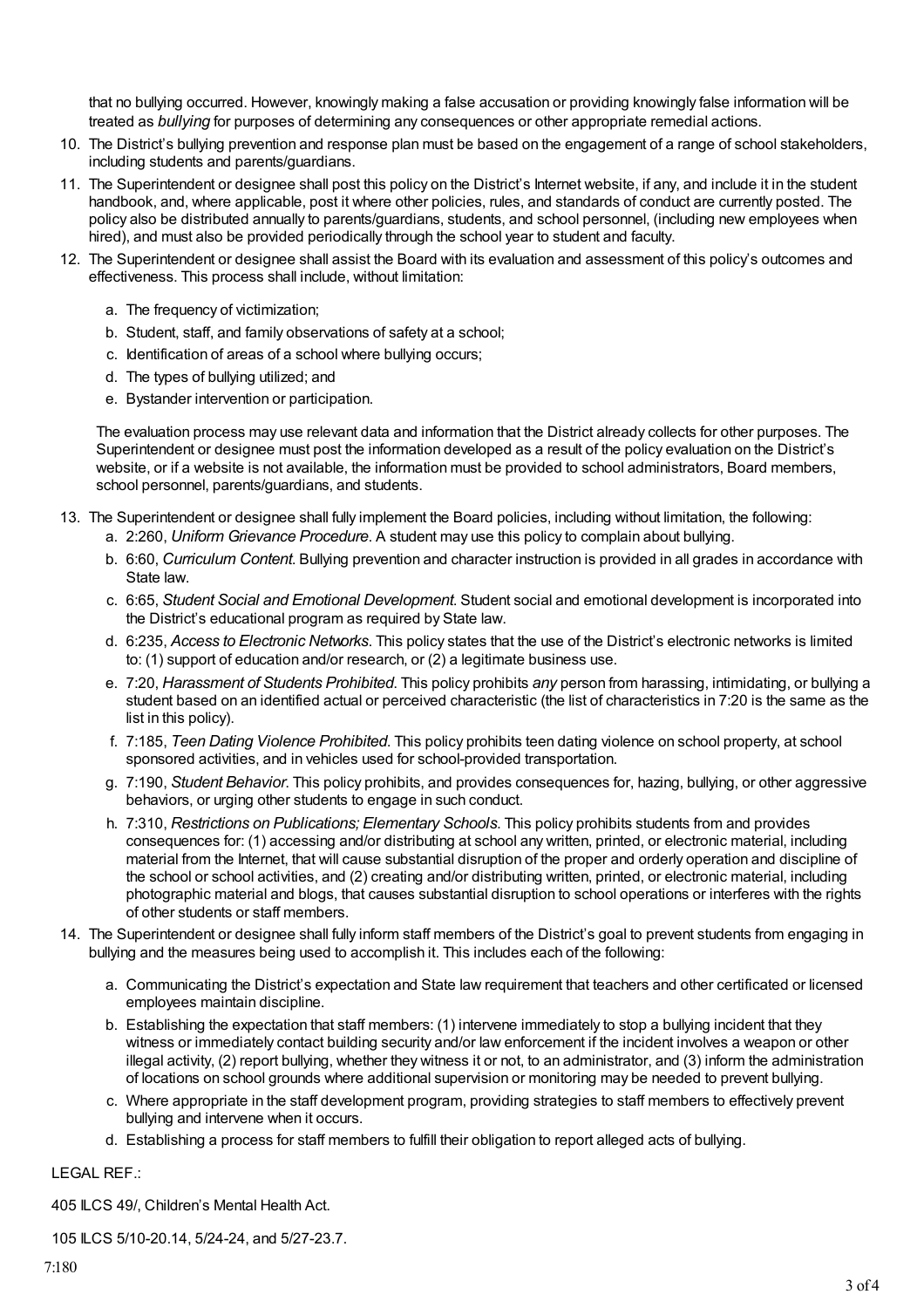that no bullying occurred. However, knowingly making a false accusation or providing knowingly false information will be treated as *bullying* for purposes of determining any consequences or other appropriate remedial actions.

10. The District's bullying prevention and response plan must be based on the engagement of a range of school stakeholders, including students and parents/guardians.
11. The Superintendent or designee shall post this policy on the District's Internet website, if any, and include it in the student handbook, and, where applicable, post it where other policies, rules, and standards of conduct are currently posted. The policy also be distributed annually to parents/guardians, students, and school personnel, (including new employees when hired), and must also be provided periodically through the school year to student and faculty.
12. The Superintendent or designee shall assist the Board with its evaluation and assessment of this policy's outcomes and effectiveness. This process shall include, without limitation:

    a. The frequency of victimization;
    b. Student, staff, and family observations of safety at a school;
    c. Identification of areas of a school where bullying occurs;
    d. The types of bullying utilized; and
    e. Bystander intervention or participation.

    The evaluation process may use relevant data and information that the District already collects for other purposes. The Superintendent or designee must post the information developed as a result of the policy evaluation on the District's website, or if a website is not available, the information must be provided to school administrators, Board members, school personnel, parents/guardians, and students.

13. The Superintendent or designee shall fully implement the Board policies, including without limitation, the following:
    a. 2:260, *Uniform Grievance Procedure*. A student may use this policy to complain about bullying.
    b. 6:60, *Curriculum Content*. Bullying prevention and character instruction is provided in all grades in accordance with State law.
    c. 6:65, *Student Social and Emotional Development*. Student social and emotional development is incorporated into the District's educational program as required by State law.
    d. 6:235, *Access to Electronic Networks*. This policy states that the use of the District's electronic networks is limited to: (1) support of education and/or research, or (2) a legitimate business use.
    e. 7:20, *Harassment of Students Prohibited*. This policy prohibits *any* person from harassing, intimidating, or bullying a student based on an identified actual or perceived characteristic (the list of characteristics in 7:20 is the same as the list in this policy).
    f. 7:185, *Teen Dating Violence Prohibited*. This policy prohibits teen dating violence on school property, at school sponsored activities, and in vehicles used for school-provided transportation.
    g. 7:190, *Student Behavior*. This policy prohibits, and provides consequences for, hazing, bullying, or other aggressive behaviors, or urging other students to engage in such conduct.
    h. 7:310, *Restrictions on Publications; Elementary Schools*. This policy prohibits students from and provides consequences for: (1) accessing and/or distributing at school any written, printed, or electronic material, including material from the Internet, that will cause substantial disruption of the proper and orderly operation and discipline of the school or school activities, and (2) creating and/or distributing written, printed, or electronic material, including photographic material and blogs, that causes substantial disruption to school operations or interferes with the rights of other students or staff members.
14. The Superintendent or designee shall fully inform staff members of the District's goal to prevent students from engaging in bullying and the measures being used to accomplish it. This includes each of the following:

    a. Communicating the District's expectation and State law requirement that teachers and other certificated or licensed employees maintain discipline.
    b. Establishing the expectation that staff members: (1) intervene immediately to stop a bullying incident that they witness or immediately contact building security and/or law enforcement if the incident involves a weapon or other illegal activity, (2) report bullying, whether they witness it or not, to an administrator, and (3) inform the administration of locations on school grounds where additional supervision or monitoring may be needed to prevent bullying.
    c. Where appropriate in the staff development program, providing strategies to staff members to effectively prevent bullying and intervene when it occurs.
    d. Establishing a process for staff members to fulfill their obligation to report alleged acts of bullying.

LEGAL REF.:

405 ILCS 49/, Children's Mental Health Act.

105 ILCS 5/10-20.14, 5/24-24, and 5/27-23.7.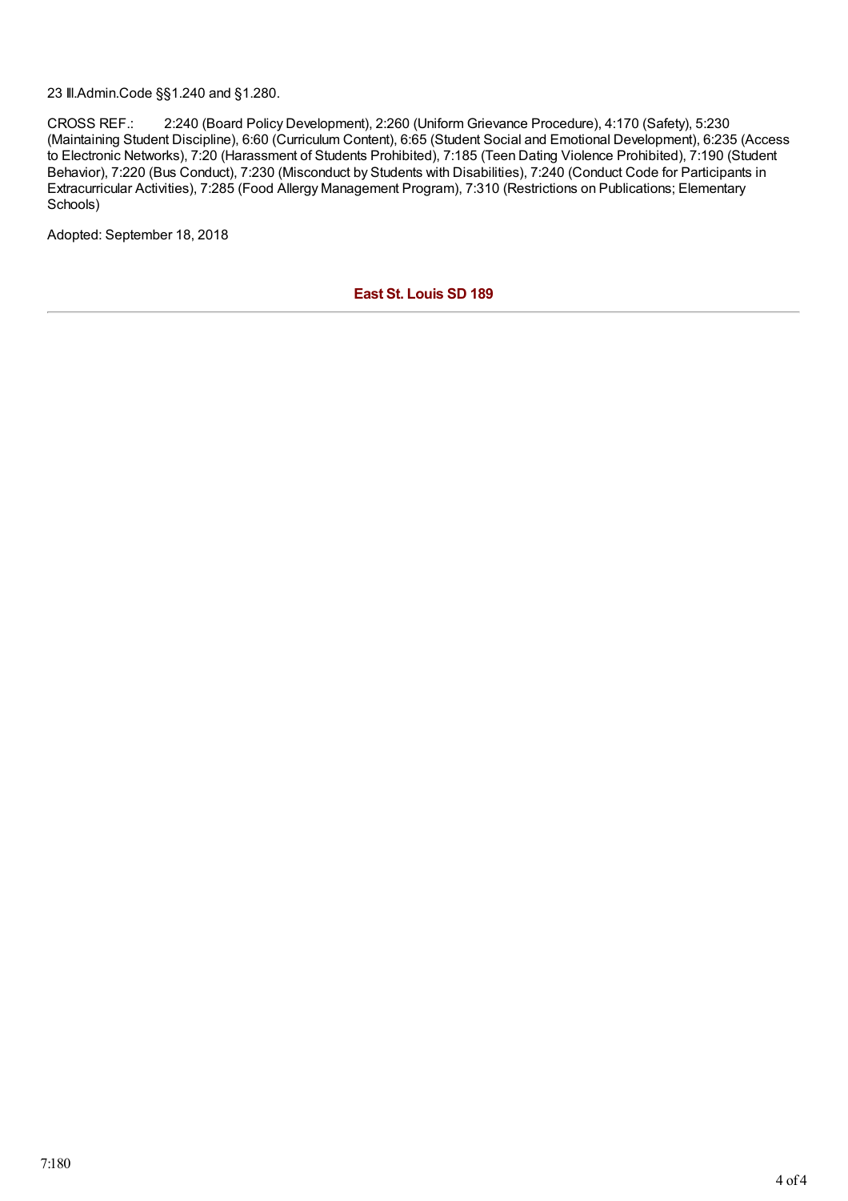23 Ill.Admin.Code §§1.240 and §1.280.

CROSS REF.: 2:240 (Board Policy Development), 2:260 (Uniform Grievance Procedure), 4:170 (Safety), 5:230 (Maintaining Student Discipline), 6:60 (Curriculum Content), 6:65 (Student Social and Emotional Development), 6:235 (Access to Electronic Networks), 7:20 (Harassment of Students Prohibited), 7:185 (Teen Dating Violence Prohibited), 7:190 (Student Behavior), 7:220 (Bus Conduct), 7:230 (Misconduct by Students with Disabilities), 7:240 (Conduct Code for Participants in Extracurricular Activities), 7:285 (Food Allergy Management Program), 7:310 (Restrictions on Publications; Elementary Schools)

Adopted: September 18, 2018

**East St. Louis SD 189**